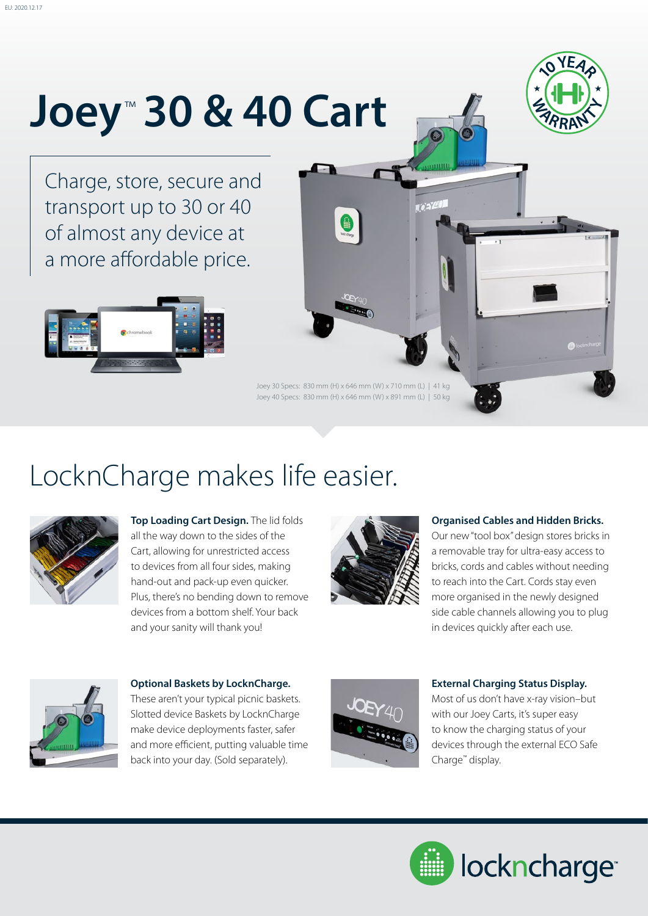# Joey™ 30 & 40 Cart

Charge, store, secure and transport up to 30 or 40 of almost any device at a more affordable price.

Joey 30 Specs: 830 mm (H) x 646 mm (W) x 710 mm (L) | 41 kg
Joey 40 Specs: 830 mm (H) x 646 mm (W) x 891 mm (L) | 50 kg

## LocknCharge makes life easier.

**Top Loading Cart Design.** The lid folds all the way down to the sides of the Cart, allowing for unrestricted access to devices from all four sides, making hand-out and pack-up even quicker. Plus, there's no bending down to remove devices from a bottom shelf. Your back and your sanity will thank you!

**Organised Cables and Hidden Bricks.** Our new "tool box" design stores bricks in a removable tray for ultra-easy access to bricks, cords and cables without needing to reach into the Cart. Cords stay even more organised in the newly designed side cable channels allowing you to plug in devices quickly after each use.

**Optional Baskets by LocknCharge.** These aren't your typical picnic baskets. Slotted device Baskets by LocknCharge make device deployments faster, safer and more efficient, putting valuable time back into your day. (Sold separately).

**External Charging Status Display.** Most of us don't have x-ray vision–but with our Joey Carts, it's super easy to know the charging status of your devices through the external ECO Safe Charge™ display.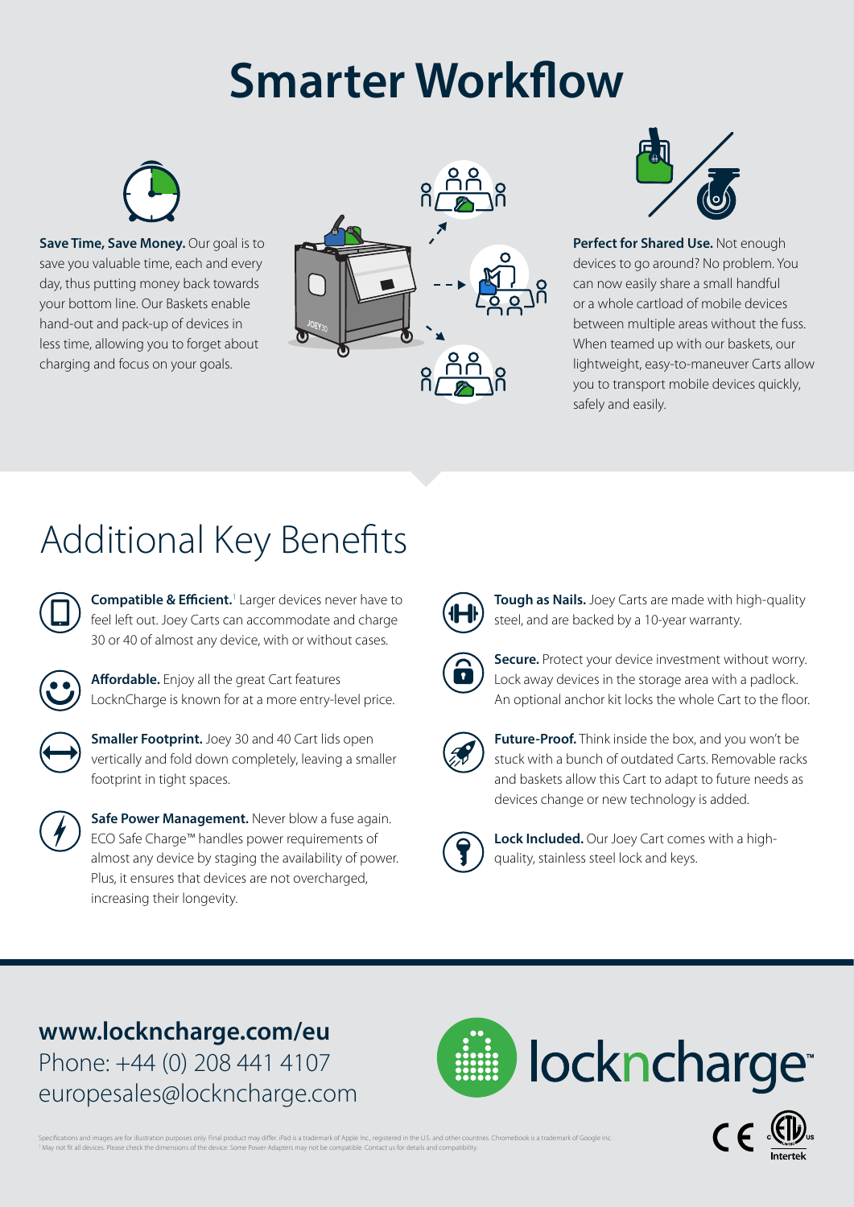# Smarter Workflow

**Save Time, Save Money.** Our goal is to save you valuable time, each and every day, thus putting money back towards your bottom line. Our Baskets enable hand-out and pack-up of devices in less time, allowing you to forget about charging and focus on your goals.

**Perfect for Shared Use.** Not enough devices to go around? No problem. You can now easily share a small handful or a whole cartload of mobile devices between multiple areas without the fuss. When teamed up with our baskets, our lightweight, easy-to-maneuver Carts allow you to transport mobile devices quickly, safely and easily.

# Additional Key Benefits

**Compatible & Efficient.**[1] Larger devices never have to feel left out. Joey Carts can accommodate and charge 30 or 40 of almost any device, with or without cases.

**Affordable.** Enjoy all the great Cart features LocknCharge is known for at a more entry-level price.

**Smaller Footprint.** Joey 30 and 40 Cart lids open vertically and fold down completely, leaving a smaller footprint in tight spaces.

**Safe Power Management.** Never blow a fuse again. ECO Safe Charge™ handles power requirements of almost any device by staging the availability of power. Plus, it ensures that devices are not overcharged, increasing their longevity.

**Tough as Nails.** Joey Carts are made with high-quality steel, and are backed by a 10-year warranty.

**Secure.** Protect your device investment without worry. Lock away devices in the storage area with a padlock. An optional anchor kit locks the whole Cart to the floor.

**Future-Proof.** Think inside the box, and you won't be stuck with a bunch of outdated Carts. Removable racks and baskets allow this Cart to adapt to future needs as devices change or new technology is added.

**Lock Included.** Our Joey Cart comes with a high-quality, stainless steel lock and keys.

**www.lockncharge.com/eu**
Phone: +44 (0) 208 441 4107
europesales@lockncharge.com

Specifications and images are for illustration purposes only. Final product may differ. iPad is a trademark of Apple Inc., registered in the U.S. and other countries. Chromebook is a trademark of Google Inc.
[1] May not fit all devices. Please check the dimensions of the device. Some Power Adapters may not be compatible. Contact us for details and compatibility.